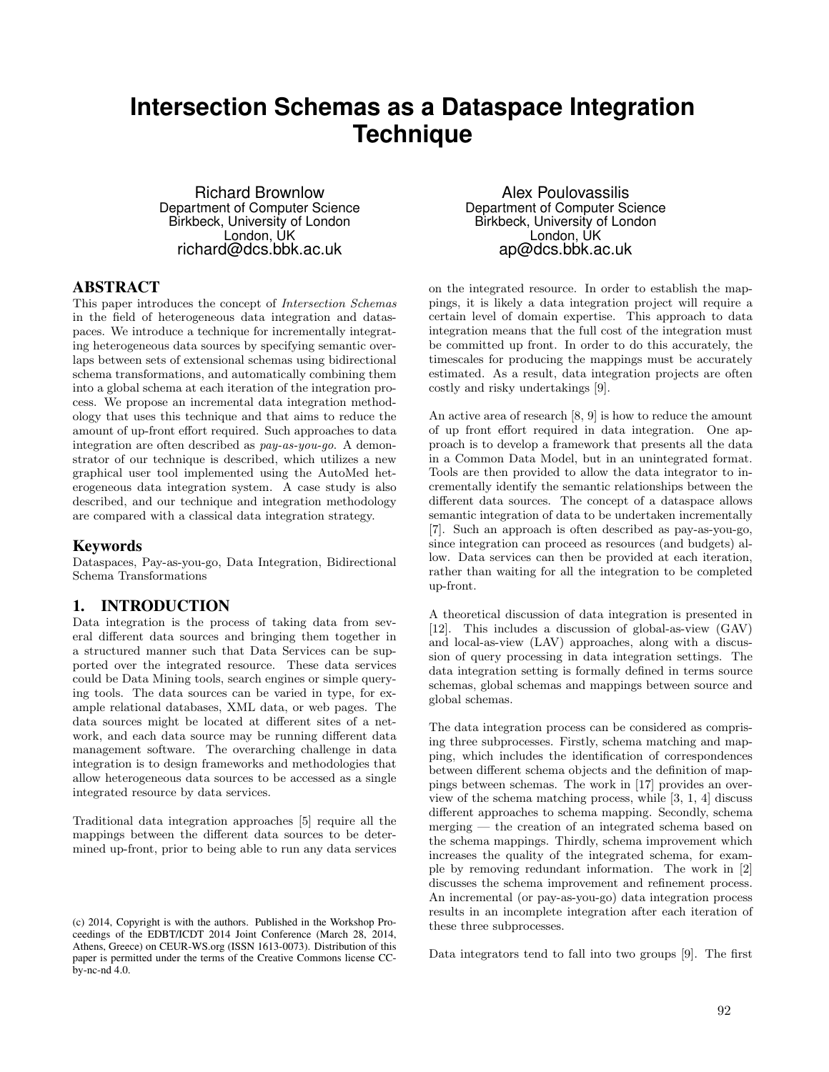# Intersection Schemas as a Dataspace Integration Technique

Richard Brownlow
Department of Computer Science
Birkbeck, University of London
London, UK
richard@dcs.bbk.ac.uk

Alex Poulovassilis
Department of Computer Science
Birkbeck, University of London
London, UK
ap@dcs.bbk.ac.uk

## ABSTRACT

This paper introduces the concept of *Intersection Schemas* in the field of heterogeneous data integration and dataspaces. We introduce a technique for incrementally integrating heterogeneous data sources by specifying semantic overlaps between sets of extensional schemas using bidirectional schema transformations, and automatically combining them into a global schema at each iteration of the integration process. We propose an incremental data integration methodology that uses this technique and that aims to reduce the amount of up-front effort required. Such approaches to data integration are often described as *pay-as-you-go*. A demonstrator of our technique is described, which utilizes a new graphical user tool implemented using the AutoMed heterogeneous data integration system. A case study is also described, and our technique and integration methodology are compared with a classical data integration strategy.

### Keywords

Dataspaces, Pay-as-you-go, Data Integration, Bidirectional Schema Transformations

## 1. INTRODUCTION

Data integration is the process of taking data from several different data sources and bringing them together in a structured manner such that Data Services can be supported over the integrated resource. These data services could be Data Mining tools, search engines or simple querying tools. The data sources can be varied in type, for example relational databases, XML data, or web pages. The data sources might be located at different sites of a network, and each data source may be running different data management software. The overarching challenge in data integration is to design frameworks and methodologies that allow heterogeneous data sources to be accessed as a single integrated resource by data services.

Traditional data integration approaches [5] require all the mappings between the different data sources to be determined up-front, prior to being able to run any data services on the integrated resource. In order to establish the mappings, it is likely a data integration project will require a certain level of domain expertise. This approach to data integration means that the full cost of the integration must be committed up front. In order to do this accurately, the timescales for producing the mappings must be accurately estimated. As a result, data integration projects are often costly and risky undertakings [9].

An active area of research [8, 9] is how to reduce the amount of up front effort required in data integration. One approach is to develop a framework that presents all the data in a Common Data Model, but in an unintegrated format. Tools are then provided to allow the data integrator to incrementally identify the semantic relationships between the different data sources. The concept of a dataspace allows semantic integration of data to be undertaken incrementally [7]. Such an approach is often described as pay-as-you-go, since integration can proceed as resources (and budgets) allow. Data services can then be provided at each iteration, rather than waiting for all the integration to be completed up-front.

A theoretical discussion of data integration is presented in [12]. This includes a discussion of global-as-view (GAV) and local-as-view (LAV) approaches, along with a discussion of query processing in data integration settings. The data integration setting is formally defined in terms source schemas, global schemas and mappings between source and global schemas.

The data integration process can be considered as comprising three subprocesses. Firstly, schema matching and mapping, which includes the identification of correspondences between different schema objects and the definition of mappings between schemas. The work in [17] provides an overview of the schema matching process, while [3, 1, 4] discuss different approaches to schema mapping. Secondly, schema merging — the creation of an integrated schema based on the schema mappings. Thirdly, schema improvement which increases the quality of the integrated schema, for example by removing redundant information. The work in [2] discusses the schema improvement and refinement process. An incremental (or pay-as-you-go) data integration process results in an incomplete integration after each iteration of these three subprocesses.

Data integrators tend to fall into two groups [9]. The first

(c) 2014, Copyright is with the authors. Published in the Workshop Proceedings of the EDBT/ICDT 2014 Joint Conference (March 28, 2014, Athens, Greece) on CEUR-WS.org (ISSN 1613-0073). Distribution of this paper is permitted under the terms of the Creative Commons license CC-by-nc-nd 4.0.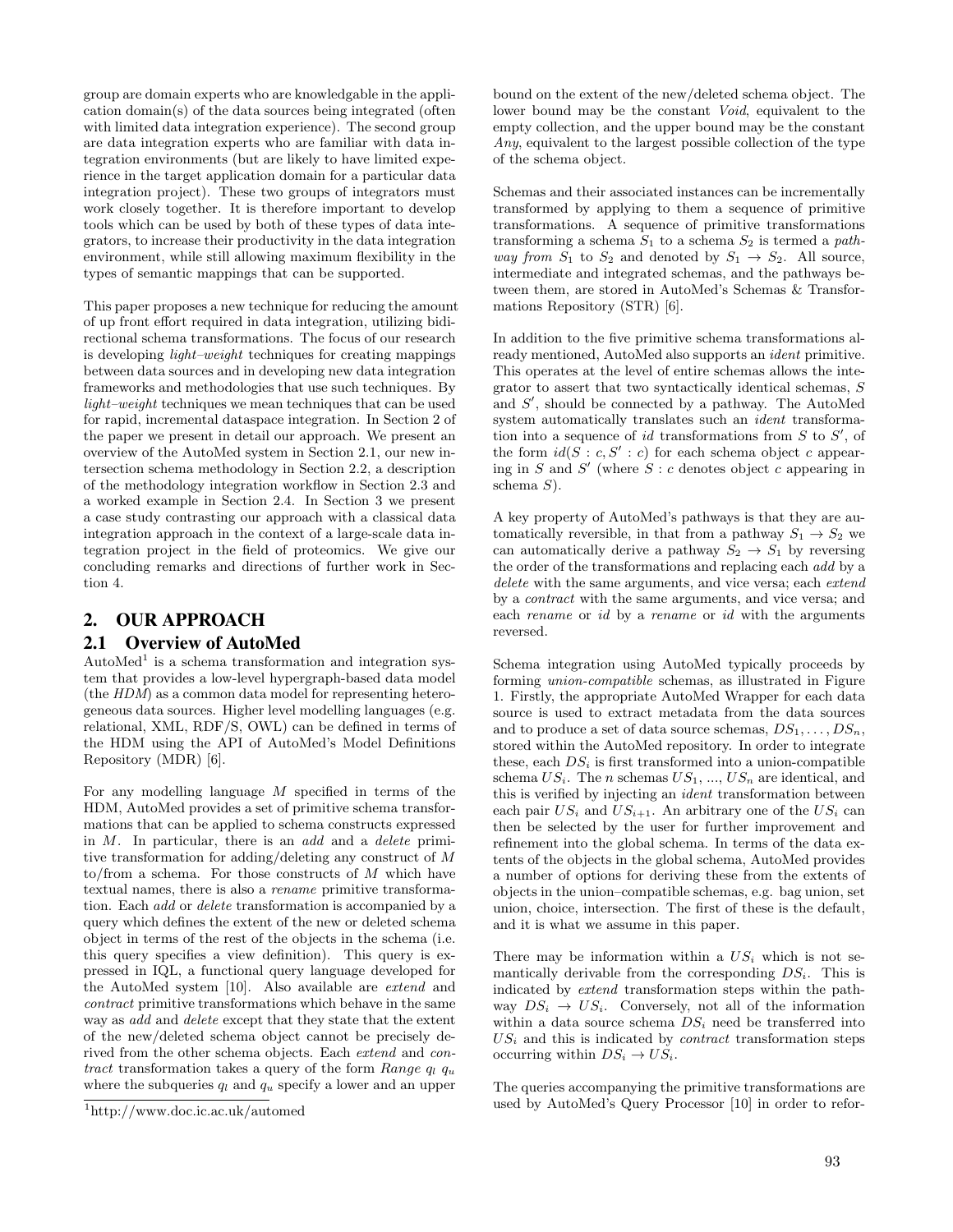group are domain experts who are knowledgable in the application domain(s) of the data sources being integrated (often with limited data integration experience). The second group are data integration experts who are familiar with data integration environments (but are likely to have limited experience in the target application domain for a particular data integration project). These two groups of integrators must work closely together. It is therefore important to develop tools which can be used by both of these types of data integrators, to increase their productivity in the data integration environment, while still allowing maximum flexibility in the types of semantic mappings that can be supported.

This paper proposes a new technique for reducing the amount of up front effort required in data integration, utilizing bidirectional schema transformations. The focus of our research is developing *light–weight* techniques for creating mappings between data sources and in developing new data integration frameworks and methodologies that use such techniques. By *light–weight* techniques we mean techniques that can be used for rapid, incremental dataspace integration. In Section 2 of the paper we present in detail our approach. We present an overview of the AutoMed system in Section 2.1, our new intersection schema methodology in Section 2.2, a description of the methodology integration workflow in Section 2.3 and a worked example in Section 2.4. In Section 3 we present a case study contrasting our approach with a classical data integration approach in the context of a large-scale data integration project in the field of proteomics. We give our concluding remarks and directions of further work in Section 4.

## 2. OUR APPROACH

### 2.1 Overview of AutoMed

AutoMed[1] is a schema transformation and integration system that provides a low-level hypergraph-based data model (the *HDM*) as a common data model for representing heterogeneous data sources. Higher level modelling languages (e.g. relational, XML, RDF/S, OWL) can be defined in terms of the HDM using the API of AutoMed's Model Definitions Repository (MDR) [6].

For any modelling language $M$ specified in terms of the HDM, AutoMed provides a set of primitive schema transformations that can be applied to schema constructs expressed in $M$. In particular, there is an *add* and a *delete* primitive transformation for adding/deleting any construct of $M$ to/from a schema. For those constructs of $M$ which have textual names, there is also a *rename* primitive transformation. Each *add* or *delete* transformation is accompanied by a query which defines the extent of the new or deleted schema object in terms of the rest of the objects in the schema (i.e. this query specifies a view definition). This query is expressed in IQL, a functional query language developed for the AutoMed system [10]. Also available are *extend* and *contract* primitive transformations which behave in the same way as *add* and *delete* except that they state that the extent of the new/deleted schema object cannot be precisely derived from the other schema objects. Each *extend* and *contract* transformation takes a query of the form *Range* $q_l$ $q_u$ where the subqueries $q_l$ and $q_u$ specify a lower and an upper bound on the extent of the new/deleted schema object. The lower bound may be the constant *Void*, equivalent to the empty collection, and the upper bound may be the constant *Any*, equivalent to the largest possible collection of the type of the schema object.

Schemas and their associated instances can be incrementally transformed by applying to them a sequence of primitive transformations. A sequence of primitive transformations transforming a schema $S_1$ to a schema $S_2$ is termed a *pathway from* $S_1$ to $S_2$ and denoted by $S_1 \rightarrow S_2$. All source, intermediate and integrated schemas, and the pathways between them, are stored in AutoMed's Schemas & Transformations Repository (STR) [6].

In addition to the five primitive schema transformations already mentioned, AutoMed also supports an *ident* primitive. This operates at the level of entire schemas allows the integrator to assert that two syntactically identical schemas, $S$ and $S'$, should be connected by a pathway. The AutoMed system automatically translates such an *ident* transformation into a sequence of *id* transformations from $S$ to $S'$, of the form $id(S : c, S' : c)$ for each schema object $c$ appearing in $S$ and $S'$ (where $S : c$ denotes object $c$ appearing in schema $S$).

A key property of AutoMed's pathways is that they are automatically reversible, in that from a pathway $S_1 \rightarrow S_2$ we can automatically derive a pathway $S_2 \rightarrow S_1$ by reversing the order of the transformations and replacing each *add* by a *delete* with the same arguments, and vice versa; each *extend* by a *contract* with the same arguments, and vice versa; and each *rename* or *id* by a *rename* or *id* with the arguments reversed.

Schema integration using AutoMed typically proceeds by forming *union-compatible* schemas, as illustrated in Figure 1. Firstly, the appropriate AutoMed Wrapper for each data source is used to extract metadata from the data sources and to produce a set of data source schemas, $DS_1, \ldots, DS_n$, stored within the AutoMed repository. In order to integrate these, each $DS_i$ is first transformed into a union-compatible schema $US_i$. The $n$ schemas $US_1, ..., US_n$ are identical, and this is verified by injecting an *ident* transformation between each pair $US_i$ and $US_{i+1}$. An arbitrary one of the $US_i$ can then be selected by the user for further improvement and refinement into the global schema. In terms of the data extents of the objects in the global schema, AutoMed provides a number of options for deriving these from the extents of objects in the union–compatible schemas, e.g. bag union, set union, choice, intersection. The first of these is the default, and it is what we assume in this paper.

There may be information within a $US_i$ which is not semantically derivable from the corresponding $DS_i$. This is indicated by *extend* transformation steps within the pathway $DS_i \rightarrow US_i$. Conversely, not all of the information within a data source schema $DS_i$ need be transferred into $US_i$ and this is indicated by *contract* transformation steps occurring within $DS_i \rightarrow US_i$.

The queries accompanying the primitive transformations are used by AutoMed's Query Processor [10] in order to refor-

[1] http://www.doc.ic.ac.uk/automed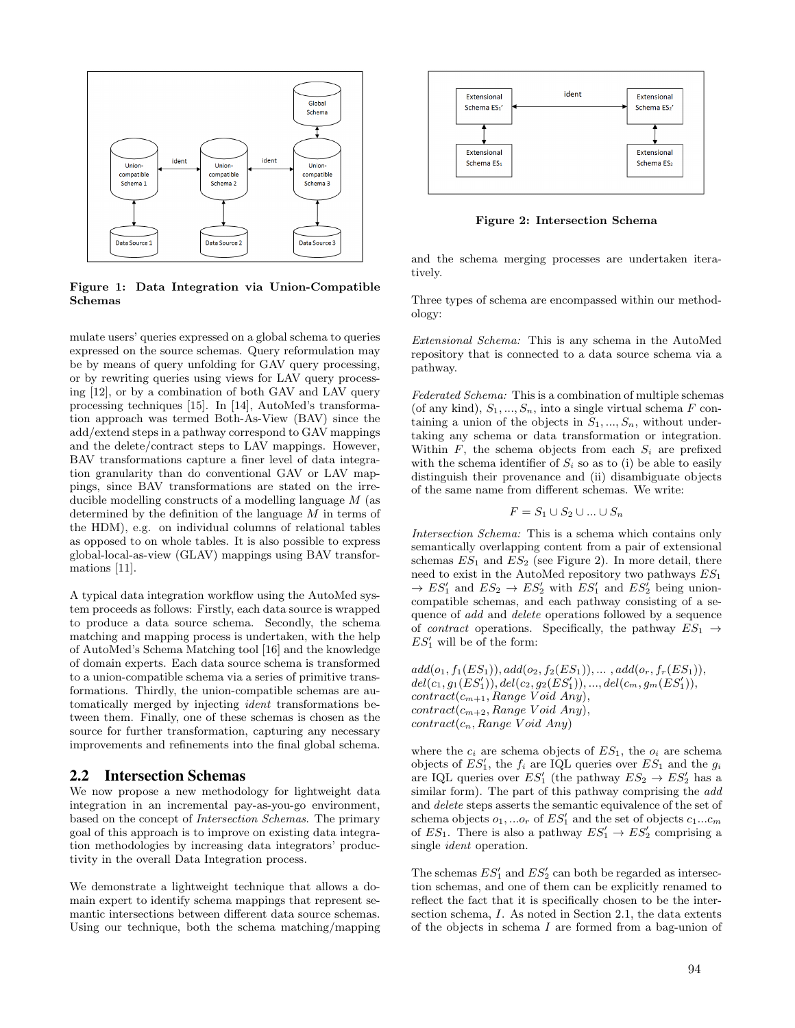Figure 1: Data Integration via Union-Compatible Schemas

mulate users' queries expressed on a global schema to queries expressed on the source schemas. Query reformulation may be by means of query unfolding for GAV query processing, or by rewriting queries using views for LAV query processing [12], or by a combination of both GAV and LAV query processing techniques [15]. In [14], AutoMed's transformation approach was termed Both-As-View (BAV) since the add/extend steps in a pathway correspond to GAV mappings and the delete/contract steps to LAV mappings. However, BAV transformations capture a finer level of data integration granularity than do conventional GAV or LAV mappings, since BAV transformations are stated on the irreducible modelling constructs of a modelling language $M$ (as determined by the definition of the language $M$ in terms of the HDM), e.g. on individual columns of relational tables as opposed to on whole tables. It is also possible to express global-local-as-view (GLAV) mappings using BAV transformations [11].

A typical data integration workflow using the AutoMed system proceeds as follows: Firstly, each data source is wrapped to produce a data source schema. Secondly, the schema matching and mapping process is undertaken, with the help of AutoMed's Schema Matching tool [16] and the knowledge of domain experts. Each data source schema is transformed to a union-compatible schema via a series of primitive transformations. Thirdly, the union-compatible schemas are automatically merged by injecting *ident* transformations between them. Finally, one of these schemas is chosen as the source for further transformation, capturing any necessary improvements and refinements into the final global schema.

## 2.2 Intersection Schemas

We now propose a new methodology for lightweight data integration in an incremental pay-as-you-go environment, based on the concept of *Intersection Schemas*. The primary goal of this approach is to improve on existing data integration methodologies by increasing data integrators' productivity in the overall Data Integration process.

We demonstrate a lightweight technique that allows a domain expert to identify schema mappings that represent semantic intersections between different data source schemas. Using our technique, both the schema matching/mapping and the schema merging processes are undertaken iteratively.

Figure 2: Intersection Schema

Three types of schema are encompassed within our methodology:

*Extensional Schema:* This is any schema in the AutoMed repository that is connected to a data source schema via a pathway.

*Federated Schema:* This is a combination of multiple schemas (of any kind), $S_1, ..., S_n$, into a single virtual schema $F$ containing a union of the objects in $S_1, ..., S_n$, without undertaking any schema or data transformation or integration. Within $F$, the schema objects from each $S_i$ are prefixed with the schema identifier of $S_i$ so as to (i) be able to easily distinguish their provenance and (ii) disambiguate objects of the same name from different schemas. We write:

$$F = S_1 \cup S_2 \cup ... \cup S_n$$

*Intersection Schema:* This is a schema which contains only semantically overlapping content from a pair of extensional schemas $ES_1$ and $ES_2$ (see Figure 2). In more detail, there need to exist in the AutoMed repository two pathways $ES_1 \rightarrow ES_1'$ and $ES_2 \rightarrow ES_2'$ with $ES_1'$ and $ES_2'$ being union-compatible schemas, and each pathway consisting of a sequence of *add* and *delete* operations followed by a sequence of *contract* operations. Specifically, the pathway $ES_1 \rightarrow ES_1'$ will be of the form:

$add(o_1, f_1(ES_1)), add(o_2, f_2(ES_1)), \ldots, add(o_r, f_r(ES_1)),$
$del(c_1, g_1(ES_1')), del(c_2, g_2(ES_1')), ..., del(c_m, g_m(ES_1')),$
$contract(c_{m+1}, Range\ Void\ Any),$
$contract(c_{m+2}, Range\ Void\ Any),$
$contract(c_n, Range\ Void\ Any)$

where the $c_i$ are schema objects of $ES_1$, the $o_i$ are schema objects of $ES_1'$, the $f_i$ are IQL queries over $ES_1$ and the $g_i$ are IQL queries over $ES_1'$ (the pathway $ES_2 \rightarrow ES_2'$ has a similar form). The part of this pathway comprising the *add* and *delete* steps asserts the semantic equivalence of the set of schema objects $o_1, ...o_r$ of $ES_1'$ and the set of objects $c_1...c_m$ of $ES_1$. There is also a pathway $ES_1' \rightarrow ES_2'$ comprising a single *ident* operation.

The schemas $ES_1'$ and $ES_2'$ can both be regarded as intersection schemas, and one of them can be explicitly renamed to reflect the fact that it is specifically chosen to be the intersection schema, $I$. As noted in Section 2.1, the data extents of the objects in schema $I$ are formed from a bag-union of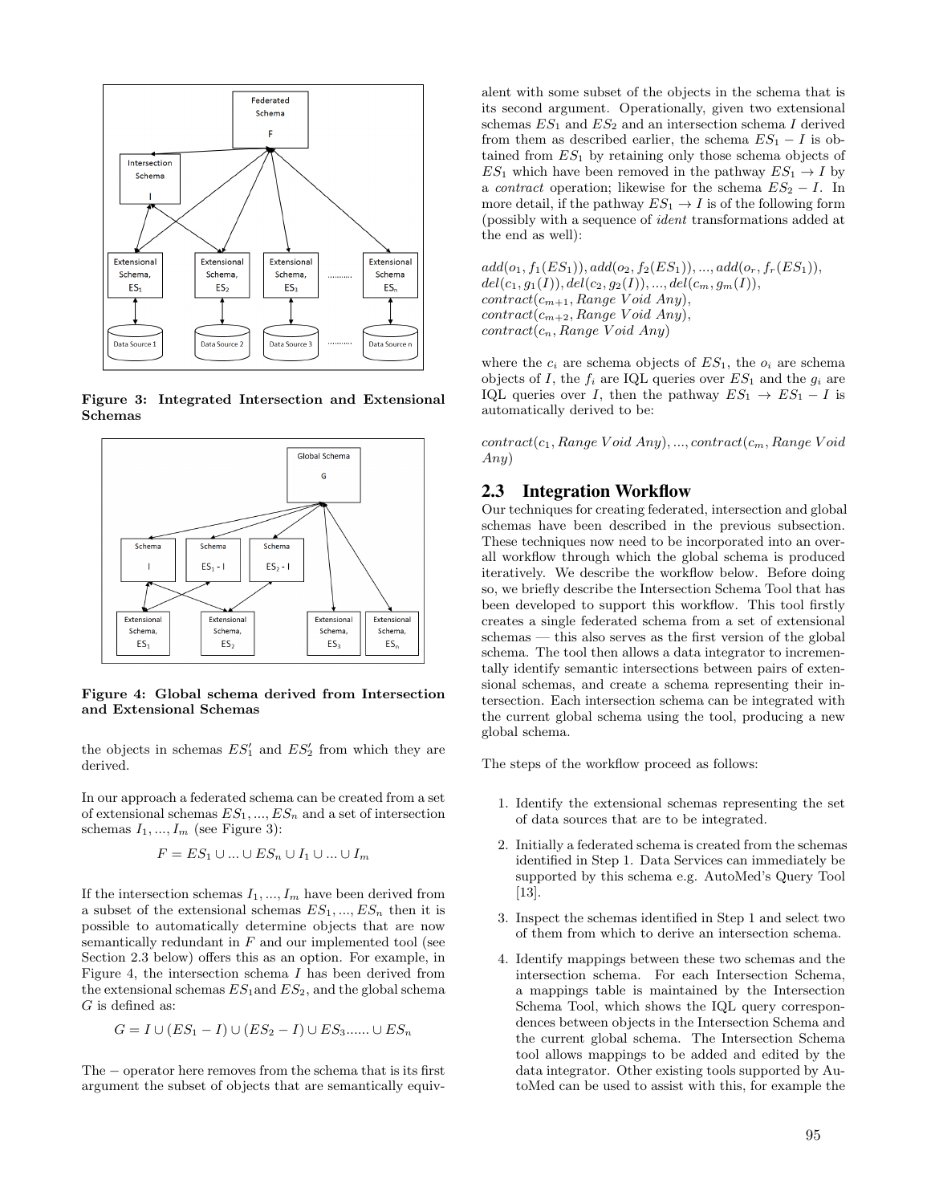Figure 3: Integrated Intersection and Extensional Schemas

Figure 4: Global schema derived from Intersection and Extensional Schemas

the objects in schemas $ES_1'$ and $ES_2'$ from which they are derived.

In our approach a federated schema can be created from a set of extensional schemas $ES_1, ..., ES_n$ and a set of intersection schemas $I_1, ..., I_m$ (see Figure 3):

$$F = ES_1 \cup ... \cup ES_n \cup I_1 \cup ... \cup I_m$$

If the intersection schemas $I_1, ..., I_m$ have been derived from a subset of the extensional schemas $ES_1, ..., ES_n$ then it is possible to automatically determine objects that are now semantically redundant in $F$ and our implemented tool (see Section 2.3 below) offers this as an option. For example, in Figure 4, the intersection schema $I$ has been derived from the extensional schemas $ES_1$ and $ES_2$, and the global schema $G$ is defined as:

$$G = I \cup (ES_1 - I) \cup (ES_2 - I) \cup ES_3 ...... \cup ES_n$$

The $-$ operator here removes from the schema that is its first argument the subset of objects that are semantically equivalent with some subset of the objects in the schema that is its second argument. Operationally, given two extensional schemas $ES_1$ and $ES_2$ and an intersection schema $I$ derived from them as described earlier, the schema $ES_1 - I$ is obtained from $ES_1$ by retaining only those schema objects of $ES_1$ which have been removed in the pathway $ES_1 \rightarrow I$ by a *contract* operation; likewise for the schema $ES_2 - I$. In more detail, if the pathway $ES_1 \rightarrow I$ is of the following form (possibly with a sequence of *ident* transformations added at the end as well):

$add(o_1, f_1(ES_1)), add(o_2, f_2(ES_1)), ..., add(o_r, f_r(ES_1)),$
$del(c_1, g_1(I)), del(c_2, g_2(I)), ..., del(c_m, g_m(I)),$
$contract(c_{m+1}, Range\ Void\ Any),$
$contract(c_{m+2}, Range\ Void\ Any),$
$contract(c_n, Range\ Void\ Any)$

where the $c_i$ are schema objects of $ES_1$, the $o_i$ are schema objects of $I$, the $f_i$ are IQL queries over $ES_1$ and the $g_i$ are IQL queries over $I$, then the pathway $ES_1 \rightarrow ES_1 - I$ is automatically derived to be:

$contract(c_1, Range\ Void\ Any), ..., contract(c_m, Range\ Void\ Any)$

## 2.3 Integration Workflow

Our techniques for creating federated, intersection and global schemas have been described in the previous subsection. These techniques now need to be incorporated into an overall workflow through which the global schema is produced iteratively. We describe the workflow below. Before doing so, we briefly describe the Intersection Schema Tool that has been developed to support this workflow. This tool firstly creates a single federated schema from a set of extensional schemas — this also serves as the first version of the global schema. The tool then allows a data integrator to incrementally identify semantic intersections between pairs of extensional schemas, and create a schema representing their intersection. Each intersection schema can be integrated with the current global schema using the tool, producing a new global schema.

The steps of the workflow proceed as follows:

1. Identify the extensional schemas representing the set of data sources that are to be integrated.
2. Initially a federated schema is created from the schemas identified in Step 1. Data Services can immediately be supported by this schema e.g. AutoMed's Query Tool [13].
3. Inspect the schemas identified in Step 1 and select two of them from which to derive an intersection schema.
4. Identify mappings between these two schemas and the intersection schema. For each Intersection Schema, a mappings table is maintained by the Intersection Schema Tool, which shows the IQL query correspondences between objects in the Intersection Schema and the current global schema. The Intersection Schema tool allows mappings to be added and edited by the data integrator. Other existing tools supported by AutoMed can be used to assist with this, for example the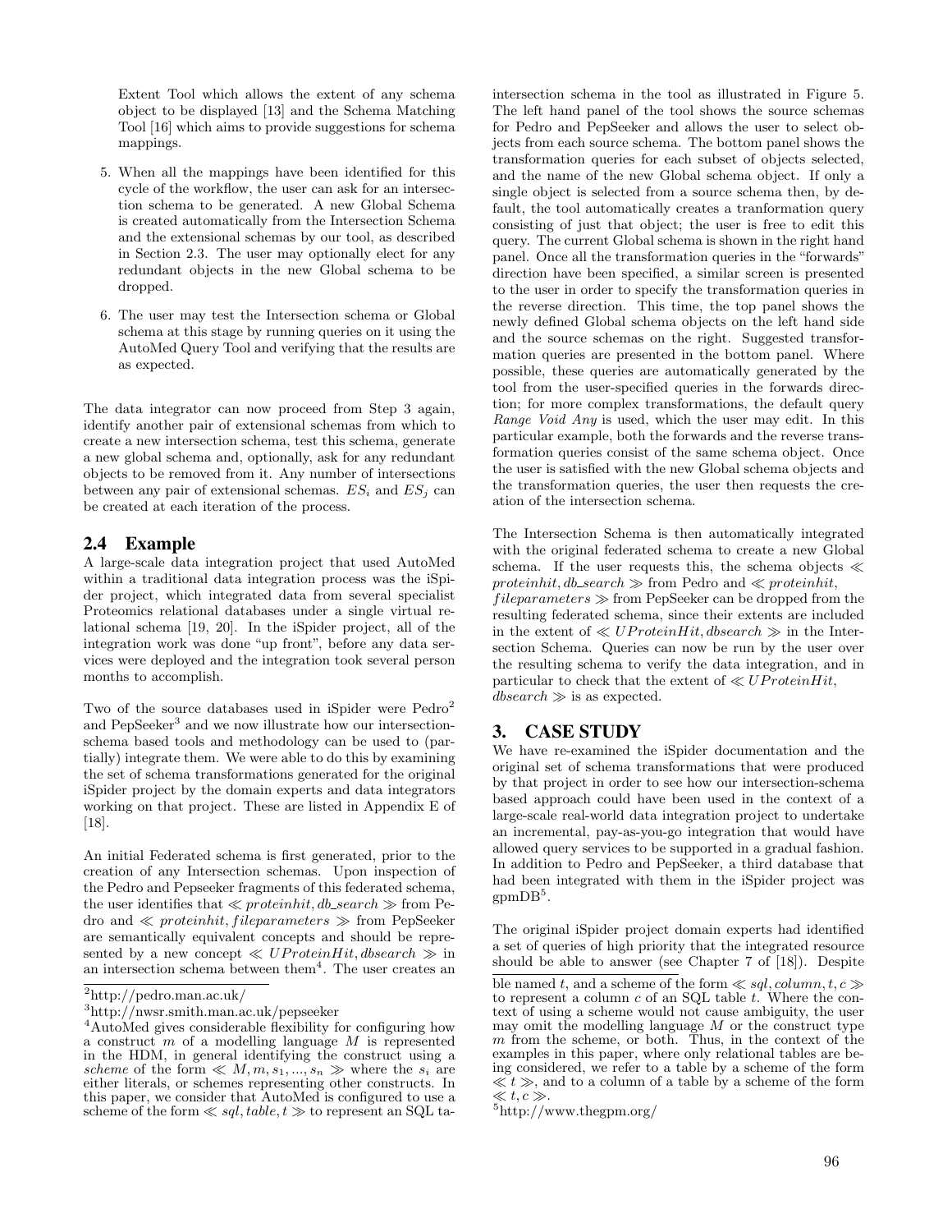Extent Tool which allows the extent of any schema object to be displayed [13] and the Schema Matching Tool [16] which aims to provide suggestions for schema mappings.

5. When all the mappings have been identified for this cycle of the workflow, the user can ask for an intersection schema to be generated. A new Global Schema is created automatically from the Intersection Schema and the extensional schemas by our tool, as described in Section 2.3. The user may optionally elect for any redundant objects in the new Global schema to be dropped.

6. The user may test the Intersection schema or Global schema at this stage by running queries on it using the AutoMed Query Tool and verifying that the results are as expected.

The data integrator can now proceed from Step 3 again, identify another pair of extensional schemas from which to create a new intersection schema, test this schema, generate a new global schema and, optionally, ask for any redundant objects to be removed from it. Any number of intersections between any pair of extensional schemas. $ES_i$ and $ES_j$ can be created at each iteration of the process.

## 2.4 Example

A large-scale data integration project that used AutoMed within a traditional data integration process was the iSpider project, which integrated data from several specialist Proteomics relational databases under a single virtual relational schema [19, 20]. In the iSpider project, all of the integration work was done "up front", before any data services were deployed and the integration took several person months to accomplish.

Two of the source databases used in iSpider were Pedro[2] and PepSeeker[3] and we now illustrate how our intersection-schema based tools and methodology can be used to (partially) integrate them. We were able to do this by examining the set of schema transformations generated for the original iSpider project by the domain experts and data integrators working on that project. These are listed in Appendix E of [18].

An initial Federated schema is first generated, prior to the creation of any Intersection schemas. Upon inspection of the Pedro and Pepseeker fragments of this federated schema, the user identifies that $\ll proteinhit, db\_search \gg$ from Pedro and $\ll proteinhit, fileparameters \gg$ from PepSeeker are semantically equivalent concepts and should be represented by a new concept $\ll UProteinHit, dbsearch \gg$ in an intersection schema between them[4]. The user creates an intersection schema in the tool as illustrated in Figure 5. The left hand panel of the tool shows the source schemas for Pedro and PepSeeker and allows the user to select objects from each source schema. The bottom panel shows the transformation queries for each subset of objects selected, and the name of the new Global schema object. If only a single object is selected from a source schema then, by default, the tool automatically creates a tranformation query consisting of just that object; the user is free to edit this query. The current Global schema is shown in the right hand panel. Once all the transformation queries in the "forwards" direction have been specified, a similar screen is presented to the user in order to specify the transformation queries in the reverse direction. This time, the top panel shows the newly defined Global schema objects on the left hand side and the source schemas on the right. Suggested transformation queries are presented in the bottom panel. Where possible, these queries are automatically generated by the tool from the user-specified queries in the forwards direction; for more complex transformations, the default query *Range Void Any* is used, which the user may edit. In this particular example, both the forwards and the reverse transformation queries consist of the same schema object. Once the user is satisfied with the new Global schema objects and the transformation queries, the user then requests the creation of the intersection schema.

The Intersection Schema is then automatically integrated with the original federated schema to create a new Global schema. If the user requests this, the schema objects $\ll proteinhit, db\_search \gg$ from Pedro and $\ll proteinhit, fileparameters \gg$ from PepSeeker can be dropped from the resulting federated schema, since their extents are included in the extent of $\ll UProteinHit, dbsearch \gg$ in the Intersection Schema. Queries can now be run by the user over the resulting schema to verify the data integration, and in particular to check that the extent of $\ll UProteinHit, dbsearch \gg$ is as expected.

# 3. CASE STUDY

We have re-examined the iSpider documentation and the original set of schema transformations that were produced by that project in order to see how our intersection-schema based approach could have been used in the context of a large-scale real-world data integration project to undertake an incremental, pay-as-you-go integration that would have allowed query services to be supported in a gradual fashion. In addition to Pedro and PepSeeker, a third database that had been integrated with them in the iSpider project was gpmDB[5].

The original iSpider project domain experts had identified a set of queries of high priority that the integrated resource should be able to answer (see Chapter 7 of [18]). Despite

[2] http://pedro.man.ac.uk/

[3] http://nwsr.smith.man.ac.uk/pepseeker

[4] AutoMed gives considerable flexibility for configuring how a construct $m$ of a modelling language $M$ is represented in the HDM, in general identifying the construct using a *scheme* of the form $\ll M, m, s_1, ..., s_n \gg$ where the $s_i$ are either literals, or schemes representing other constructs. In this paper, we consider that AutoMed is configured to use a scheme of the form $\ll sql, table, t \gg$ to represent an SQL table named $t$, and a scheme of the form $\ll sql, column, t, c \gg$ to represent a column $c$ of an SQL table $t$. Where the context of using a scheme would not cause ambiguity, the user may omit the modelling language $M$ or the construct type $m$ from the scheme, or both. Thus, in the context of the examples in this paper, where only relational tables are being considered, we refer to a table by a scheme of the form $\ll t \gg$, and to a column of a table by a scheme of the form $\ll t, c \gg$.

[5] http://www.thegpm.org/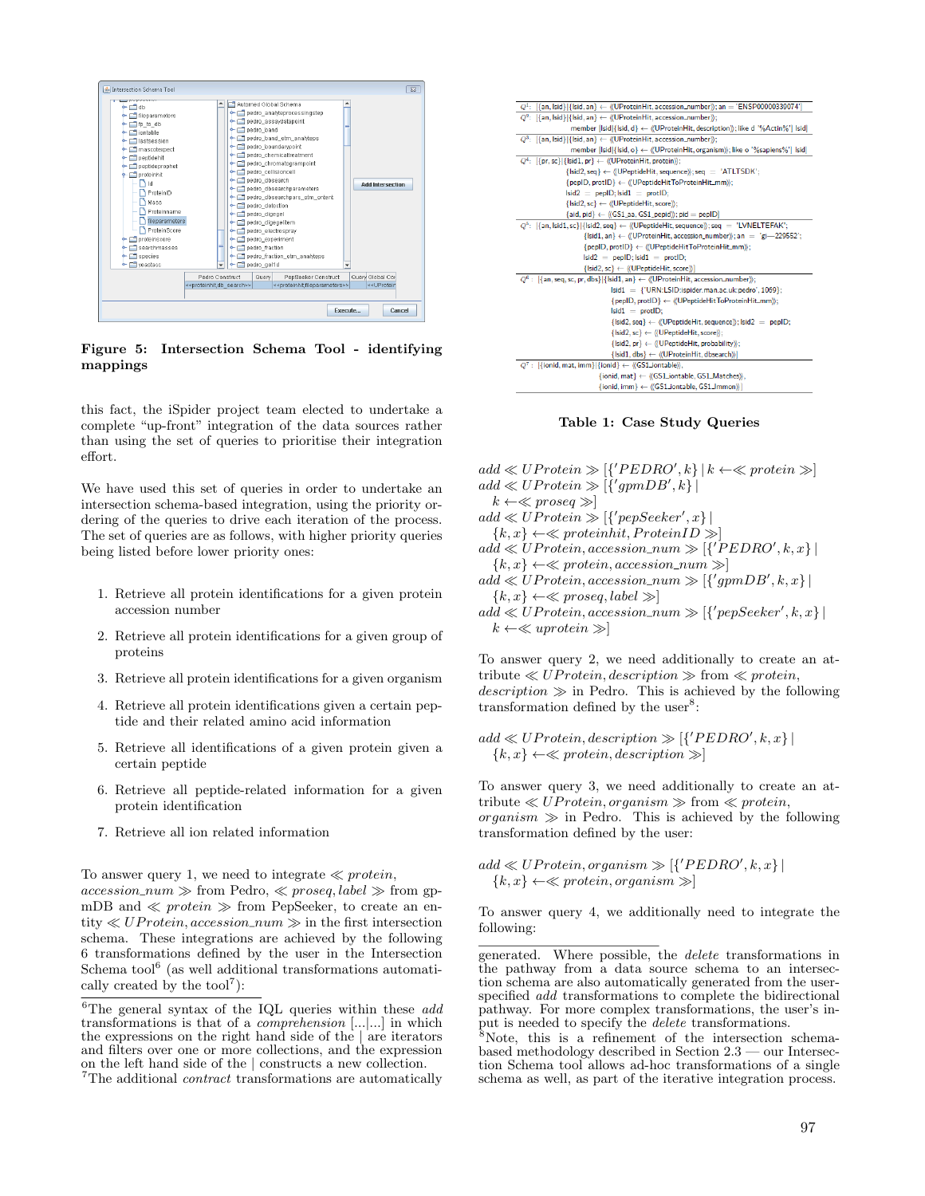**Figure 5: Intersection Schema Tool - identifying mappings**

this fact, the iSpider project team elected to undertake a complete "up-front" integration of the data sources rather than using the set of queries to prioritise their integration effort.

We have used this set of queries in order to undertake an intersection schema-based integration, using the priority ordering of the queries to drive each iteration of the process. The set of queries are as follows, with higher priority queries being listed before lower priority ones:

1. Retrieve all protein identifications for a given protein accession number
2. Retrieve all protein identifications for a given group of proteins
3. Retrieve all protein identifications for a given organism
4. Retrieve all protein identifications given a certain peptide and their related amino acid information
5. Retrieve all identifications of a given protein given a certain peptide
6. Retrieve all peptide-related information for a given protein identification
7. Retrieve all ion related information

To answer query 1, we need to integrate $\ll protein, accession\_num \gg$ from Pedro, $\ll proseq, label \gg$ from gpmDB and $\ll protein \gg$ from PepSeeker, to create an entity $\ll UProtein, accession\_num \gg$ in the first intersection schema. These integrations are achieved by the following 6 transformations defined by the user in the Intersection Schema tool[6] (as well additional transformations automatically created by the tool[7]):

[6]The general syntax of the IQL queries within these *add* transformations is that of a *comprehension* [...|...] in which the expressions on the right hand side of the | are iterators and filters over one or more collections, and the expression on the left hand side of the | constructs a new collection.

[7]The additional *contract* transformations are automatically generated. Where possible, the *delete* transformations in the pathway from a data source schema to an intersection schema are also automatically generated from the user-specified *add* transformations to complete the bidirectional pathway. For more complex transformations, the user's input is needed to specify the *delete* transformations.

| | |
|---|---|
| $Q^1$: | [{an, lsid}\|{lsid, an} ← ⟨⟨UProteinHit, accession_number⟩⟩; an = 'ENSP00000339074'] |
| $Q^2$: | [{an, lsid}\|{lsid, an} ← ⟨⟨UProteinHit, accession_number⟩⟩; member [lsid\|{lsid, d} ← ⟨⟨UProteinHit, description⟩⟩; like d '%Actin%'] lsid] |
| $Q^3$: | [{an, lsid}\|{lsid, an} ← ⟨⟨UProteinHit, accession_number⟩⟩; member [lsid\|{lsid, o} ← ⟨⟨UProteinHit, organism⟩⟩; like o '%sapiens%'] lsid] |
| $Q^4$: | [{pr, sc}\|{lsid1, pr} ← ⟨⟨UProteinHit, protein⟩⟩; {lsid2, seq} ← ⟨⟨UPeptideHit, sequence⟩⟩; seq = 'ATLTSDK'; {pepID, protID} ← ⟨⟨UPeptideHitToProteinHit_mm⟩⟩; lsid2 = pepID; lsid1 = protID; {lsid2, sc} ← ⟨⟨UPeptideHit, score⟩⟩; {aid, pid} ← ⟨⟨GS1_aa, GS1_pepid⟩⟩; pid = pepID] |
| $Q^5$: | [{an, lsid1, sc}\|{lsid2, seq} ← ⟨⟨UPeptideHit, sequence⟩⟩; seq = 'LVNELTEFAK'; {lsid1, an} ← ⟨⟨UProteinHit, accession_number⟩⟩; an = 'gi—229552'; {pepID, protID} ← ⟨⟨UPeptideHitToProteinHit_mm⟩⟩; lsid2 = pepID; lsid1 = protID; {lsid2, sc} ← ⟨⟨UPeptideHit, score⟩⟩] |
| $Q^6$: | [{an, seq, sc, pr, dbs}\|{lsid1, an} ← ⟨⟨UProteinHit, accession_number⟩⟩; lsid1 = {'URN:LSID:ispider.man.ac.uk:pedro', 1069}; {pepID, protID} ← ⟨⟨UPeptideHitToProteinHit_mm⟩⟩; lsid1 = protID; {lsid2, seq} ← ⟨⟨UPeptideHit, sequence⟩⟩; lsid2 = pepID; {lsid2, sc} ← ⟨⟨UPeptideHit, score⟩⟩; {lsid2, pr} ← ⟨⟨UPeptideHit, probability⟩⟩; {lsid1, dbs} ← ⟨⟨UProteinHit, dbsearch⟩⟩] |
| $Q^7$: | [{ionid, mat, imm}\|{ionid} ← ⟨⟨GS1_iontable⟩⟩, {ionid, mat} ← ⟨⟨GS1_iontable, GS1_Matches⟩⟩, {ionid, imm} ← ⟨⟨GS1_iontable, GS1_Immon⟩⟩] |

**Table 1: Case Study Queries**

$add \ll UProtein \gg [\{'PEDRO', k\} \,|\, k \leftarrow \ll protein \gg]$
$add \ll UProtein \gg [\{'gpmDB', k\} \,|\, k \leftarrow \ll proseq \gg]$
$add \ll UProtein \gg [\{'pepSeeker', x\} \,|\, \{k, x\} \leftarrow \ll proteinhit, ProteinID \gg]$
$add \ll UProtein, accession\_num \gg [\{'PEDRO', k, x\} \,|\, \{k, x\} \leftarrow \ll protein, accession\_num \gg]$
$add \ll UProtein, accession\_num \gg [\{'gpmDB', k, x\} \,|\, \{k, x\} \leftarrow \ll proseq, label \gg]$
$add \ll UProtein, accession\_num \gg [\{'pepSeeker', k, x\} \,|\, k \leftarrow \ll uprotein \gg]$

To answer query 2, we need additionally to create an attribute $\ll UProtein, description \gg$ from $\ll protein, description \gg$ in Pedro. This is achieved by the following transformation defined by the user[8]:

$add \ll UProtein, description \gg [\{'PEDRO', k, x\} \,|\, \{k, x\} \leftarrow \ll protein, description \gg]$

To answer query 3, we need additionally to create an attribute $\ll UProtein, organism \gg$ from $\ll protein, organism \gg$ in Pedro. This is achieved by the following transformation defined by the user:

$add \ll UProtein, organism \gg [\{'PEDRO', k, x\} \,|\, \{k, x\} \leftarrow \ll protein, organism \gg]$

To answer query 4, we additionally need to integrate the following:

[8]Note, this is a refinement of the intersection schema-based methodology described in Section 2.3 — our Intersection Schema tool allows ad-hoc transformations of a single schema as well, as part of the iterative integration process.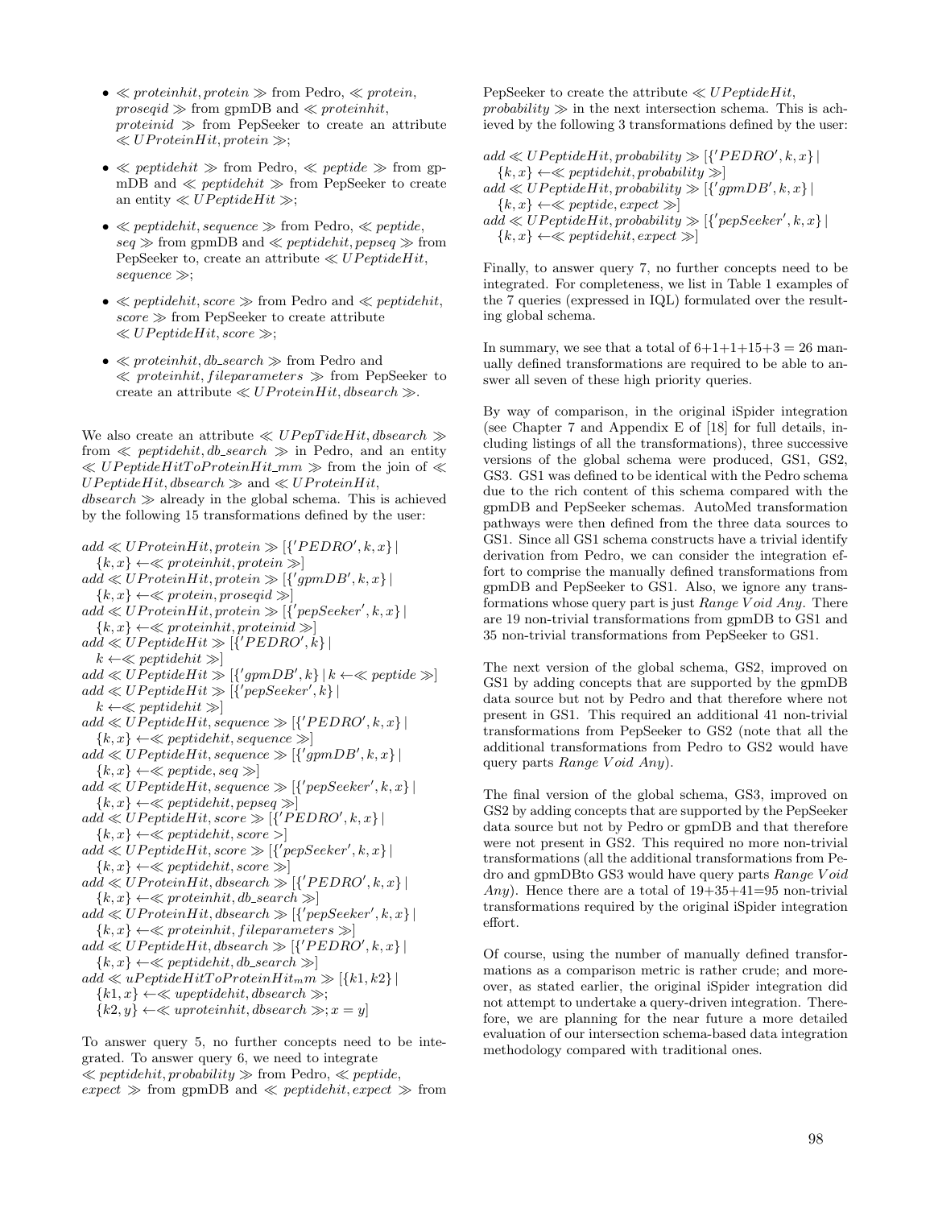- $\ll proteinhit, protein \gg$ from Pedro, $\ll protein, proseqid \gg$ from gpmDB and $\ll proteinhit, proteinid \gg$ from PepSeeker to create an attribute $\ll UProteinHit, protein \gg$;
- $\ll peptidehit \gg$ from Pedro, $\ll peptide \gg$ from gpmDB and $\ll peptidehit \gg$ from PepSeeker to create an entity $\ll UPeptideHit \gg$;
- $\ll peptidehit, sequence \gg$ from Pedro, $\ll peptide, seq \gg$ from gpmDB and $\ll peptidehit, pepseq \gg$ from PepSeeker to, create an attribute $\ll UPeptideHit, sequence \gg$;
- $\ll peptidehit, score \gg$ from Pedro and $\ll peptidehit, score \gg$ from PepSeeker to create attribute $\ll UPeptideHit, score \gg$;
- $\ll proteinhit, db\_search \gg$ from Pedro and $\ll proteinhit, fileparameters \gg$ from PepSeeker to create an attribute $\ll UProteinHit, dbsearch \gg$.

We also create an attribute $\ll UPepTideHit, dbsearch \gg$ from $\ll peptidehit, db\_search \gg$ in Pedro, and an entity $\ll UPeptideHitToProteinHit\_mm \gg$ from the join of $\ll UPeptideHit, dbsearch \gg$ and $\ll UProteinHit, dbsearch \gg$ already in the global schema. This is achieved by the following 15 transformations defined by the user:

$add \ll UProteinHit, protein \gg [\{'PEDRO', k, x\} \mid \{k, x\} \leftarrow \ll proteinhit, protein \gg]$
$add \ll UProteinHit, protein \gg [\{'gpmDB', k, x\} \mid \{k, x\} \leftarrow \ll protein, proseqid \gg]$
$add \ll UProteinHit, protein \gg [\{'pepSeeker', k, x\} \mid \{k, x\} \leftarrow \ll proteinhit, proteinid \gg]$
$add \ll UPeptideHit \gg [\{'PEDRO', k\} \mid k \leftarrow \ll peptidehit \gg]$
$add \ll UPeptideHit \gg [\{'gpmDB', k\} \mid k \leftarrow \ll peptide \gg]$
$add \ll UPeptideHit \gg [\{'pepSeeker', k\} \mid k \leftarrow \ll peptidehit \gg]$
$add \ll UPeptideHit, sequence \gg [\{'PEDRO', k, x\} \mid \{k, x\} \leftarrow \ll peptidehit, sequence \gg]$
$add \ll UPeptideHit, sequence \gg [\{'gpmDB', k, x\} \mid \{k, x\} \leftarrow \ll peptide, seq \gg]$
$add \ll UPeptideHit, sequence \gg [\{'pepSeeker', k, x\} \mid \{k, x\} \leftarrow \ll peptidehit, pepseq \gg]$
$add \ll UPeptideHit, score \gg [\{'PEDRO', k, x\} \mid \{k, x\} \leftarrow \ll peptidehit, score >]$
$add \ll UPeptideHit, score \gg [\{'pepSeeker', k, x\} \mid \{k, x\} \leftarrow \ll peptidehit, score \gg]$
$add \ll UProteinHit, dbsearch \gg [\{'PEDRO', k, x\} \mid \{k, x\} \leftarrow \ll proteinhit, db\_search \gg]$
$add \ll UProteinHit, dbsearch \gg [\{'pepSeeker', k, x\} \mid \{k, x\} \leftarrow \ll proteinhit, fileparameters \gg]$
$add \ll UPeptideHit, dbsearch \gg [\{'PEDRO', k, x\} \mid \{k, x\} \leftarrow \ll peptidehit, db\_search \gg]$
$add \ll uPeptideHitToProteinHit_m m \gg [\{k1, k2\} \mid \{k1, x\} \leftarrow \ll upeptidehit, dbsearch \gg; \{k2, y\} \leftarrow \ll uproteinhit, dbsearch \gg; x = y]$

To answer query 5, no further concepts need to be integrated. To answer query 6, we need to integrate $\ll peptidehit, probability \gg$ from Pedro, $\ll peptide, expect \gg$ from gpmDB and $\ll peptidehit, expect \gg$ from PepSeeker to create the attribute $\ll UPeptideHit, probability \gg$ in the next intersection schema. This is achieved by the following 3 transformations defined by the user:

$add \ll UPeptideHit, probability \gg [\{'PEDRO', k, x\} \mid \{k, x\} \leftarrow \ll peptidehit, probability \gg]$
$add \ll UPeptideHit, probability \gg [\{'gpmDB', k, x\} \mid \{k, x\} \leftarrow \ll peptide, expect \gg]$
$add \ll UPeptideHit, probability \gg [\{'pepSeeker', k, x\} \mid \{k, x\} \leftarrow \ll peptidehit, expect \gg]$

Finally, to answer query 7, no further concepts need to be integrated. For completeness, we list in Table 1 examples of the 7 queries (expressed in IQL) formulated over the resulting global schema.

In summary, we see that a total of 6+1+1+15+3 = 26 manually defined transformations are required to be able to answer all seven of these high priority queries.

By way of comparison, in the original iSpider integration (see Chapter 7 and Appendix E of [18] for full details, including listings of all the transformations), three successive versions of the global schema were produced, GS1, GS2, GS3. GS1 was defined to be identical with the Pedro schema due to the rich content of this schema compared with the gpmDB and PepSeeker schemas. AutoMed transformation pathways were then defined from the three data sources to GS1. Since all GS1 schema constructs have a trivial identify derivation from Pedro, we can consider the integration effort to comprise the manually defined transformations from gpmDB and PepSeeker to GS1. Also, we ignore any transformations whose query part is just *Range Void Any*. There are 19 non-trivial transformations from gpmDB to GS1 and 35 non-trivial transformations from PepSeeker to GS1.

The next version of the global schema, GS2, improved on GS1 by adding concepts that are supported by the gpmDB data source but not by Pedro and that therefore where not present in GS1. This required an additional 41 non-trivial transformations from PepSeeker to GS2 (note that all the additional transformations from Pedro to GS2 would have query parts *Range Void Any*).

The final version of the global schema, GS3, improved on GS2 by adding concepts that are supported by the PepSeeker data source but not by Pedro or gpmDB and that therefore were not present in GS2. This required no more non-trivial transformations (all the additional transformations from Pedro and gpmDBto GS3 would have query parts *Range Void Any*). Hence there are a total of 19+35+41=95 non-trivial transformations required by the original iSpider integration effort.

Of course, using the number of manually defined transformations as a comparison metric is rather crude; and moreover, as stated earlier, the original iSpider integration did not attempt to undertake a query-driven integration. Therefore, we are planning for the near future a more detailed evaluation of our intersection schema-based data integration methodology compared with traditional ones.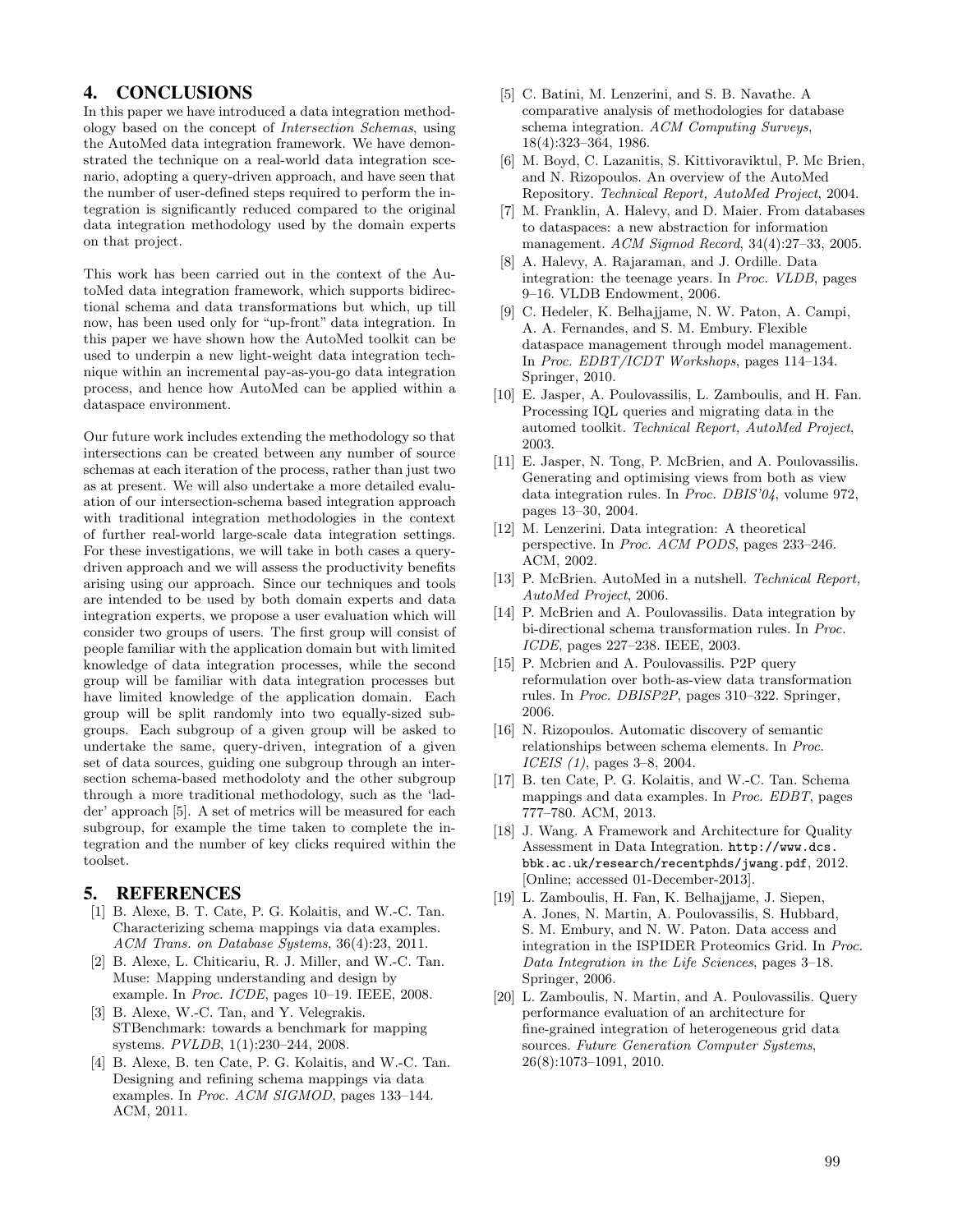## 4. CONCLUSIONS

In this paper we have introduced a data integration methodology based on the concept of *Intersection Schemas*, using the AutoMed data integration framework. We have demonstrated the technique on a real-world data integration scenario, adopting a query-driven approach, and have seen that the number of user-defined steps required to perform the integration is significantly reduced compared to the original data integration methodology used by the domain experts on that project.

This work has been carried out in the context of the AutoMed data integration framework, which supports bidirectional schema and data transformations but which, up till now, has been used only for "up-front" data integration. In this paper we have shown how the AutoMed toolkit can be used to underpin a new light-weight data integration technique within an incremental pay-as-you-go data integration process, and hence how AutoMed can be applied within a dataspace environment.

Our future work includes extending the methodology so that intersections can be created between any number of source schemas at each iteration of the process, rather than just two as at present. We will also undertake a more detailed evaluation of our intersection-schema based integration approach with traditional integration methodologies in the context of further real-world large-scale data integration settings. For these investigations, we will take in both cases a query-driven approach and we will assess the productivity benefits arising using our approach. Since our techniques and tools are intended to be used by both domain experts and data integration experts, we propose a user evaluation which will consider two groups of users. The first group will consist of people familiar with the application domain but with limited knowledge of data integration processes, while the second group will be familiar with data integration processes but have limited knowledge of the application domain. Each group will be split randomly into two equally-sized subgroups. Each subgroup of a given group will be asked to undertake the same, query-driven, integration of a given set of data sources, guiding one subgroup through an intersection schema-based methodoloty and the other subgroup through a more traditional methodology, such as the 'ladder' approach [5]. A set of metrics will be measured for each subgroup, for example the time taken to complete the integration and the number of key clicks required within the toolset.

## 5. REFERENCES

[1] B. Alexe, B. T. Cate, P. G. Kolaitis, and W.-C. Tan. Characterizing schema mappings via data examples. *ACM Trans. on Database Systems*, 36(4):23, 2011.

[2] B. Alexe, L. Chiticariu, R. J. Miller, and W.-C. Tan. Muse: Mapping understanding and design by example. In *Proc. ICDE*, pages 10–19. IEEE, 2008.

[3] B. Alexe, W.-C. Tan, and Y. Velegrakis. STBenchmark: towards a benchmark for mapping systems. *PVLDB*, 1(1):230–244, 2008.

[4] B. Alexe, B. ten Cate, P. G. Kolaitis, and W.-C. Tan. Designing and refining schema mappings via data examples. In *Proc. ACM SIGMOD*, pages 133–144. ACM, 2011.

[5] C. Batini, M. Lenzerini, and S. B. Navathe. A comparative analysis of methodologies for database schema integration. *ACM Computing Surveys*, 18(4):323–364, 1986.

[6] M. Boyd, C. Lazanitis, S. Kittivoraviktul, P. Mc Brien, and N. Rizopoulos. An overview of the AutoMed Repository. *Technical Report, AutoMed Project*, 2004.

[7] M. Franklin, A. Halevy, and D. Maier. From databases to dataspaces: a new abstraction for information management. *ACM Sigmod Record*, 34(4):27–33, 2005.

[8] A. Halevy, A. Rajaraman, and J. Ordille. Data integration: the teenage years. In *Proc. VLDB*, pages 9–16. VLDB Endowment, 2006.

[9] C. Hedeler, K. Belhajjame, N. W. Paton, A. Campi, A. A. Fernandes, and S. M. Embury. Flexible dataspace management through model management. In *Proc. EDBT/ICDT Workshops*, pages 114–134. Springer, 2010.

[10] E. Jasper, A. Poulovassilis, L. Zamboulis, and H. Fan. Processing IQL queries and migrating data in the automed toolkit. *Technical Report, AutoMed Project*, 2003.

[11] E. Jasper, N. Tong, P. McBrien, and A. Poulovassilis. Generating and optimising views from both as view data integration rules. In *Proc. DBIS'04*, volume 972, pages 13–30, 2004.

[12] M. Lenzerini. Data integration: A theoretical perspective. In *Proc. ACM PODS*, pages 233–246. ACM, 2002.

[13] P. McBrien. AutoMed in a nutshell. *Technical Report, AutoMed Project*, 2006.

[14] P. McBrien and A. Poulovassilis. Data integration by bi-directional schema transformation rules. In *Proc. ICDE*, pages 227–238. IEEE, 2003.

[15] P. Mcbrien and A. Poulovassilis. P2P query reformulation over both-as-view data transformation rules. In *Proc. DBISP2P*, pages 310–322. Springer, 2006.

[16] N. Rizopoulos. Automatic discovery of semantic relationships between schema elements. In *Proc. ICEIS (1)*, pages 3–8, 2004.

[17] B. ten Cate, P. G. Kolaitis, and W.-C. Tan. Schema mappings and data examples. In *Proc. EDBT*, pages 777–780. ACM, 2013.

[18] J. Wang. A Framework and Architecture for Quality Assessment in Data Integration. http://www.dcs.bbk.ac.uk/research/recentphds/jwang.pdf, 2012. [Online; accessed 01-December-2013].

[19] L. Zamboulis, H. Fan, K. Belhajjame, J. Siepen, A. Jones, N. Martin, A. Poulovassilis, S. Hubbard, S. M. Embury, and N. W. Paton. Data access and integration in the ISPIDER Proteomics Grid. In *Proc. Data Integration in the Life Sciences*, pages 3–18. Springer, 2006.

[20] L. Zamboulis, N. Martin, and A. Poulovassilis. Query performance evaluation of an architecture for fine-grained integration of heterogeneous grid data sources. *Future Generation Computer Systems*, 26(8):1073–1091, 2010.